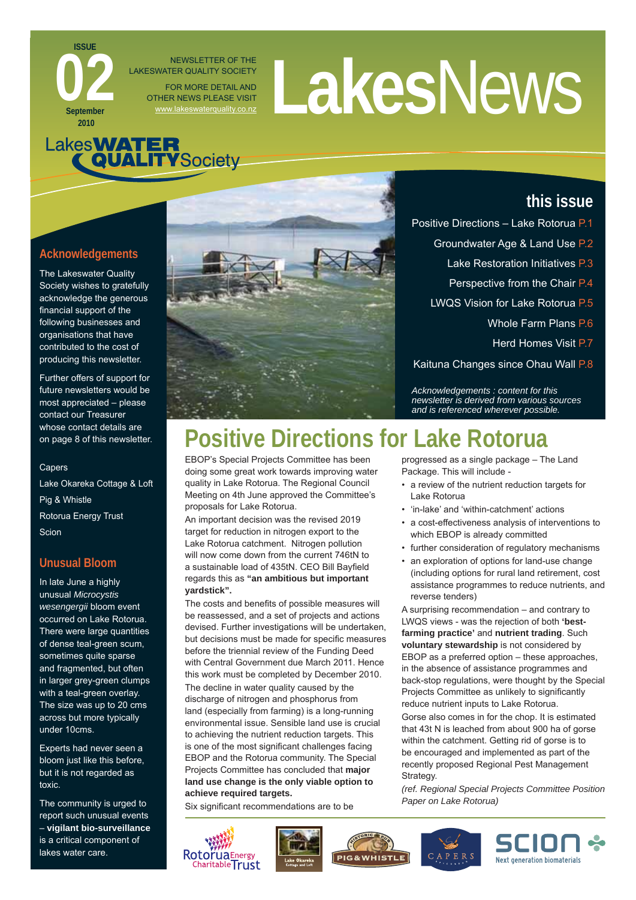ISSUE **02** September 2010

NEWSLETTER OF THE LAKESWATER QUALITY SOCIETY

FOR MORE DETAIL AND OTHER NEWS PLEASE VISIT www.lakeswaterquality.co.nz

# LakesNews

Lakes WATER QUALITY Society

## this issue

- Positive Directions – Lake Rotorua P.1
- Groundwater Age & Land Use P.2
- Lake Restoration Initiatives P.3
- Perspective from the Chair P.4
- LWQS Vision for Lake Rotorua P.5
- Whole Farm Plans P.6
- Herd Homes Visit P.7
- Kaituna Changes since Ohau Wall P.8

*Acknowledgements : content for this newsletter is derived from various sources and is referenced wherever possible.*

## Acknowledgements

The Lakeswater Quality Society wishes to gratefully acknowledge the generous financial support of the following businesses and organisations that have contributed to the cost of producing this newsletter.

Further offers of support for future newsletters would be most appreciated – please contact our Treasurer whose contact details are on page 8 of this newsletter.

Capers
Lake Okareka Cottage & Loft
Pig & Whistle
Rotorua Energy Trust
Scion

## Unusual Bloom

In late June a highly unusual *Microcystis wesengergii* bloom event occurred on Lake Rotorua. There were large quantities of dense teal-green scum, sometimes quite sparse and fragmented, but often in larger grey-green clumps with a teal-green overlay. The size was up to 20 cms across but more typically under 10cms.

Experts had never seen a bloom just like this before, but it is not regarded as toxic.

The community is urged to report such unusual events – **vigilant bio-surveillance** is a critical component of lakes water care.

# Positive Directions for Lake Rotorua

EBOP's Special Projects Committee has been doing some great work towards improving water quality in Lake Rotorua. The Regional Council Meeting on 4th June approved the Committee's proposals for Lake Rotorua.

An important decision was the revised 2019 target for reduction in nitrogen export to the Lake Rotorua catchment. Nitrogen pollution will now come down from the current 746tN to a sustainable load of 435tN. CEO Bill Bayfield regards this as **"an ambitious but important yardstick".**

The costs and benefits of possible measures will be reassessed, and a set of projects and actions devised. Further investigations will be undertaken, but decisions must be made for specific measures before the triennial review of the Funding Deed with Central Government due March 2011. Hence this work must be completed by December 2010.

The decline in water quality caused by the discharge of nitrogen and phosphorus from land (especially from farming) is a long-running environmental issue. Sensible land use is crucial to achieving the nutrient reduction targets. This is one of the most significant challenges facing EBOP and the Rotorua community. The Special Projects Committee has concluded that **major land use change is the only viable option to achieve required targets.**

Six significant recommendations are to be progressed as a single package – The Land Package. This will include -

- a review of the nutrient reduction targets for Lake Rotorua
- 'in-lake' and 'within-catchment' actions
- a cost-effectiveness analysis of interventions to which EBOP is already committed
- further consideration of regulatory mechanisms
- an exploration of options for land-use change (including options for rural land retirement, cost assistance programmes to reduce nutrients, and reverse tenders)

A surprising recommendation – and contrary to LWQS views - was the rejection of both **'best-farming practice'** and **nutrient trading**. Such **voluntary stewardship** is not considered by EBOP as a preferred option – these approaches, in the absence of assistance programmes and back-stop regulations, were thought by the Special Projects Committee as unlikely to significantly reduce nutrient inputs to Lake Rotorua.

Gorse also comes in for the chop. It is estimated that 43t N is leached from about 900 ha of gorse within the catchment. Getting rid of gorse is to be encouraged and implemented as part of the recently proposed Regional Pest Management Strategy.

*(ref. Regional Special Projects Committee Position Paper on Lake Rotorua)*

Rotorua Energy Charitable Trust | Lake Okareka Cottage and Loft | Historic Pub PIG & WHISTLE | CAPERS | SCION Next generation biomaterials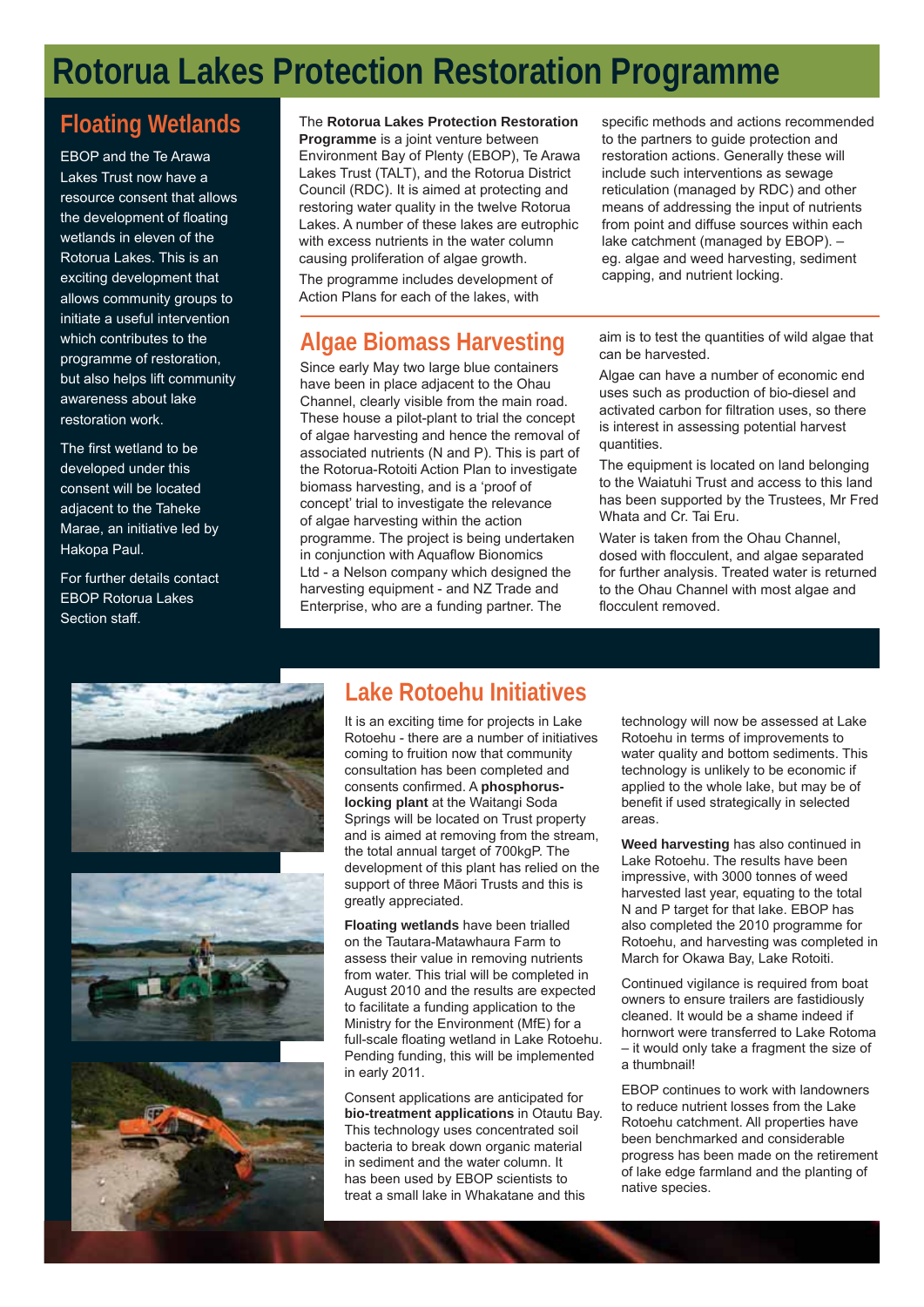# Rotorua Lakes Protection Restoration Programme

## Floating Wetlands

EBOP and the Te Arawa Lakes Trust now have a resource consent that allows the development of floating wetlands in eleven of the Rotorua Lakes. This is an exciting development that allows community groups to initiate a useful intervention which contributes to the programme of restoration, but also helps lift community awareness about lake restoration work.

The first wetland to be developed under this consent will be located adjacent to the Taheke Marae, an initiative led by Hakopa Paul.

For further details contact EBOP Rotorua Lakes Section staff.

The **Rotorua Lakes Protection Restoration Programme** is a joint venture between Environment Bay of Plenty (EBOP), Te Arawa Lakes Trust (TALT), and the Rotorua District Council (RDC). It is aimed at protecting and restoring water quality in the twelve Rotorua Lakes. A number of these lakes are eutrophic with excess nutrients in the water column causing proliferation of algae growth.

The programme includes development of Action Plans for each of the lakes, with specific methods and actions recommended to the partners to guide protection and restoration actions. Generally these will include such interventions as sewage reticulation (managed by RDC) and other means of addressing the input of nutrients from point and diffuse sources within each lake catchment (managed by EBOP). – eg. algae and weed harvesting, sediment capping, and nutrient locking.

## Algae Biomass Harvesting

Since early May two large blue containers have been in place adjacent to the Ohau Channel, clearly visible from the main road. These house a pilot-plant to trial the concept of algae harvesting and hence the removal of associated nutrients (N and P). This is part of the Rotorua-Rotoiti Action Plan to investigate biomass harvesting, and is a 'proof of concept' trial to investigate the relevance of algae harvesting within the action programme. The project is being undertaken in conjunction with Aquaflow Bionomics Ltd - a Nelson company which designed the harvesting equipment - and NZ Trade and Enterprise, who are a funding partner. The aim is to test the quantities of wild algae that can be harvested.

Algae can have a number of economic end uses such as production of bio-diesel and activated carbon for filtration uses, so there is interest in assessing potential harvest quantities.

The equipment is located on land belonging to the Waiatuhi Trust and access to this land has been supported by the Trustees, Mr Fred Whata and Cr. Tai Eru.

Water is taken from the Ohau Channel, dosed with flocculent, and algae separated for further analysis. Treated water is returned to the Ohau Channel with most algae and flocculent removed.

## Lake Rotoehu Initiatives

It is an exciting time for projects in Lake Rotoehu - there are a number of initiatives coming to fruition now that community consultation has been completed and consents confirmed. A **phosphorus-locking plant** at the Waitangi Soda Springs will be located on Trust property and is aimed at removing from the stream, the total annual target of 700kgP. The development of this plant has relied on the support of three Māori Trusts and this is greatly appreciated.

**Floating wetlands** have been trialled on the Tautara-Matawhaura Farm to assess their value in removing nutrients from water. This trial will be completed in August 2010 and the results are expected to facilitate a funding application to the Ministry for the Environment (MfE) for a full-scale floating wetland in Lake Rotoehu. Pending funding, this will be implemented in early 2011.

Consent applications are anticipated for **bio-treatment applications** in Otautu Bay. This technology uses concentrated soil bacteria to break down organic material in sediment and the water column. It has been used by EBOP scientists to treat a small lake in Whakatane and this technology will now be assessed at Lake Rotoehu in terms of improvements to water quality and bottom sediments. This technology is unlikely to be economic if applied to the whole lake, but may be of benefit if used strategically in selected areas.

**Weed harvesting** has also continued in Lake Rotoehu. The results have been impressive, with 3000 tonnes of weed harvested last year, equating to the total N and P target for that lake. EBOP has also completed the 2010 programme for Rotoehu, and harvesting was completed in March for Okawa Bay, Lake Rotoiti.

Continued vigilance is required from boat owners to ensure trailers are fastidiously cleaned. It would be a shame indeed if hornwort were transferred to Lake Rotoma – it would only take a fragment the size of a thumbnail!

EBOP continues to work with landowners to reduce nutrient losses from the Lake Rotoehu catchment. All properties have been benchmarked and considerable progress has been made on the retirement of lake edge farmland and the planting of native species.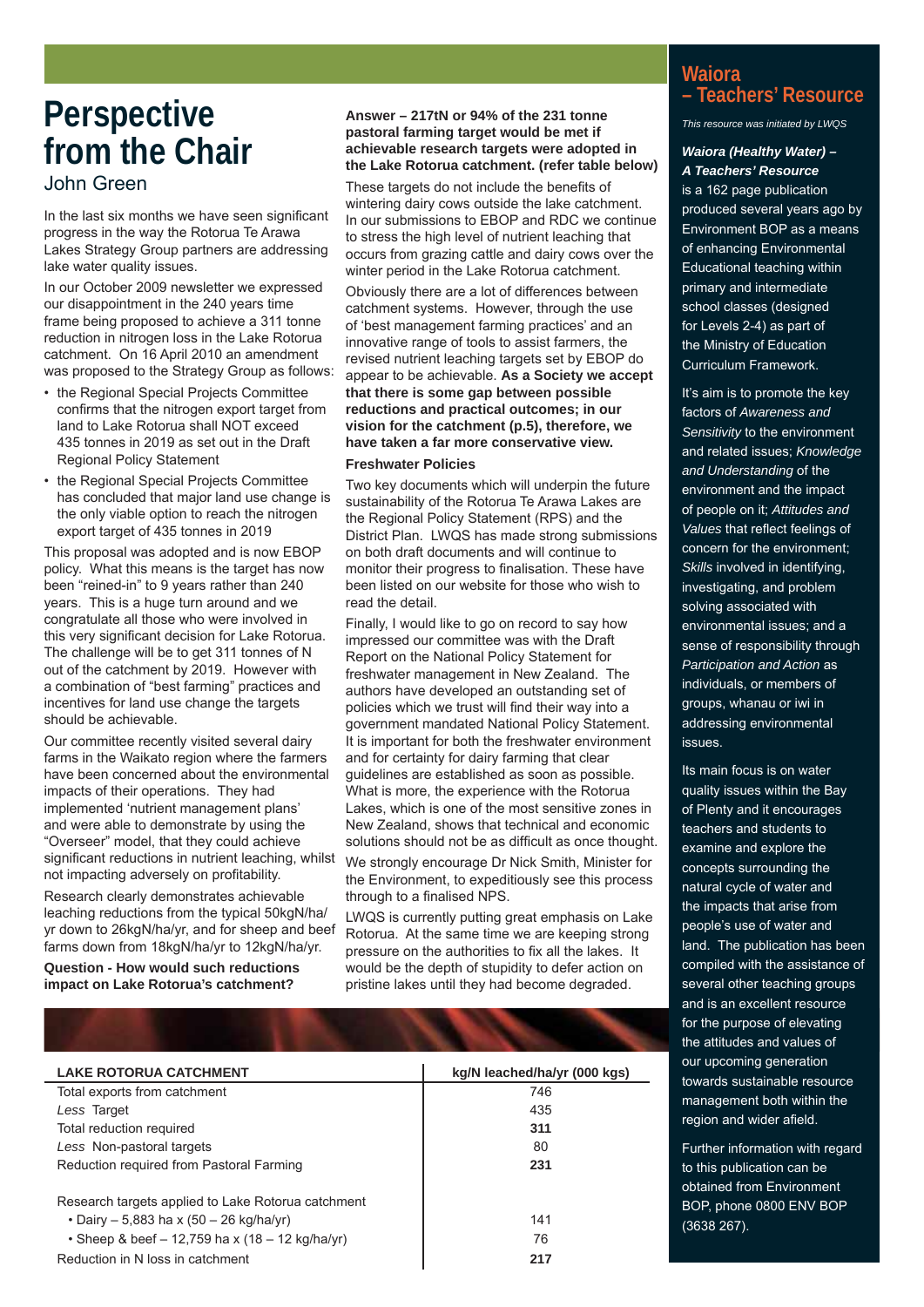# Perspective from the Chair

John Green

In the last six months we have seen significant progress in the way the Rotorua Te Arawa Lakes Strategy Group partners are addressing lake water quality issues.

In our October 2009 newsletter we expressed our disappointment in the 240 years time frame being proposed to achieve a 311 tonne reduction in nitrogen loss in the Lake Rotorua catchment. On 16 April 2010 an amendment was proposed to the Strategy Group as follows:

- the Regional Special Projects Committee confirms that the nitrogen export target from land to Lake Rotorua shall NOT exceed 435 tonnes in 2019 as set out in the Draft Regional Policy Statement
- the Regional Special Projects Committee has concluded that major land use change is the only viable option to reach the nitrogen export target of 435 tonnes in 2019

This proposal was adopted and is now EBOP policy. What this means is the target has now been "reined-in" to 9 years rather than 240 years. This is a huge turn around and we congratulate all those who were involved in this very significant decision for Lake Rotorua. The challenge will be to get 311 tonnes of N out of the catchment by 2019. However with a combination of "best farming" practices and incentives for land use change the targets should be achievable.

Our committee recently visited several dairy farms in the Waikato region where the farmers have been concerned about the environmental impacts of their operations. They had implemented 'nutrient management plans' and were able to demonstrate by using the "Overseer" model, that they could achieve significant reductions in nutrient leaching, whilst not impacting adversely on profitability.

Research clearly demonstrates achievable leaching reductions from the typical 50kgN/ha/yr down to 26kgN/ha/yr, and for sheep and beef farms down from 18kgN/ha/yr to 12kgN/ha/yr.

**Question - How would such reductions impact on Lake Rotorua's catchment?**

**Answer – 217tN or 94% of the 231 tonne pastoral farming target would be met if achievable research targets were adopted in the Lake Rotorua catchment. (refer table below)**

These targets do not include the benefits of wintering dairy cows outside the lake catchment. In our submissions to EBOP and RDC we continue to stress the high level of nutrient leaching that occurs from grazing cattle and dairy cows over the winter period in the Lake Rotorua catchment.

Obviously there are a lot of differences between catchment systems. However, through the use of 'best management farming practices' and an innovative range of tools to assist farmers, the revised nutrient leaching targets set by EBOP do appear to be achievable. **As a Society we accept that there is some gap between possible reductions and practical outcomes; in our vision for the catchment (p.5), therefore, we have taken a far more conservative view.**

### Freshwater Policies

Two key documents which will underpin the future sustainability of the Rotorua Te Arawa Lakes are the Regional Policy Statement (RPS) and the District Plan. LWQS has made strong submissions on both draft documents and will continue to monitor their progress to finalisation. These have been listed on our website for those who wish to read the detail.

Finally, I would like to go on record to say how impressed our committee was with the Draft Report on the National Policy Statement for freshwater management in New Zealand. The authors have developed an outstanding set of policies which we trust will find their way into a government mandated National Policy Statement. It is important for both the freshwater environment and for certainty for dairy farming that clear guidelines are established as soon as possible. What is more, the experience with the Rotorua Lakes, which is one of the most sensitive zones in New Zealand, shows that technical and economic solutions should not be as difficult as once thought.

We strongly encourage Dr Nick Smith, Minister for the Environment, to expeditiously see this process through to a finalised NPS.

LWQS is currently putting great emphasis on Lake Rotorua. At the same time we are keeping strong pressure on the authorities to fix all the lakes. It would be the depth of stupidity to defer action on pristine lakes until they had become degraded.

| LAKE ROTORUA CATCHMENT | kg/N leached/ha/yr (000 kgs) |
|---|---|
| Total exports from catchment | 746 |
| *Less* Target | 435 |
| Total reduction required | **311** |
| *Less* Non-pastoral targets | 80 |
| Reduction required from Pastoral Farming | **231** |
| | |
| Research targets applied to Lake Rotorua catchment | |
| • Dairy – 5,883 ha x (50 – 26 kg/ha/yr) | 141 |
| • Sheep & beef – 12,759 ha x (18 – 12 kg/ha/yr) | 76 |
| Reduction in N loss in catchment | **217** |

## Waiora – Teachers' Resource

*This resource was initiated by LWQS*

***Waiora (Healthy Water) – A Teachers' Resource*** is a 162 page publication produced several years ago by Environment BOP as a means of enhancing Environmental Educational teaching within primary and intermediate school classes (designed for Levels 2-4) as part of the Ministry of Education Curriculum Framework.

It's aim is to promote the key factors of *Awareness and Sensitivity* to the environment and related issues; *Knowledge and Understanding* of the environment and the impact of people on it; *Attitudes and Values* that reflect feelings of concern for the environment; *Skills* involved in identifying, investigating, and problem solving associated with environmental issues; and a sense of responsibility through *Participation and Action* as individuals, or members of groups, whanau or iwi in addressing environmental issues.

Its main focus is on water quality issues within the Bay of Plenty and it encourages teachers and students to examine and explore the concepts surrounding the natural cycle of water and the impacts that arise from people's use of water and land. The publication has been compiled with the assistance of several other teaching groups and is an excellent resource for the purpose of elevating the attitudes and values of our upcoming generation towards sustainable resource management both within the region and wider afield.

Further information with regard to this publication can be obtained from Environment BOP, phone 0800 ENV BOP (3638 267).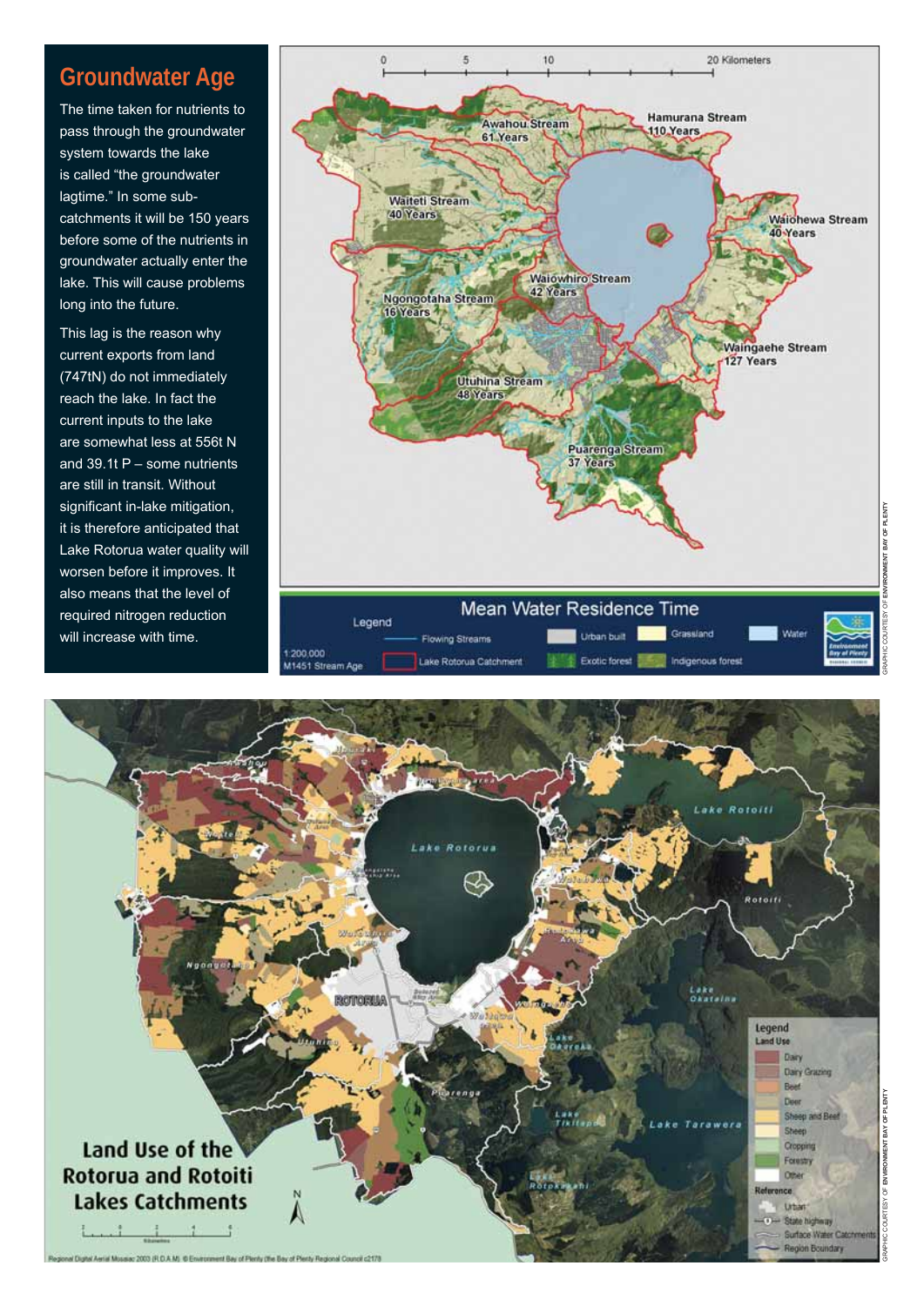## Groundwater Age

The time taken for nutrients to pass through the groundwater system towards the lake is called "the groundwater lagtime." In some sub-catchments it will be 150 years before some of the nutrients in groundwater actually enter the lake. This will cause problems long into the future.

This lag is the reason why current exports from land (747tN) do not immediately reach the lake. In fact the current inputs to the lake are somewhat less at 556t N and 39.1t P – some nutrients are still in transit. Without significant in-lake mitigation, it is therefore anticipated that Lake Rotorua water quality will worsen before it improves. It also means that the level of required nitrogen reduction will increase with time.

Mean Water Residence Time

GRAPHIC COURTESY OF ENVIRONMENT BAY OF PLENTY

Land Use of the Rotorua and Rotoiti Lakes Catchments

GRAPHIC COURTESY OF ENVIRONMENT BAY OF PLENTY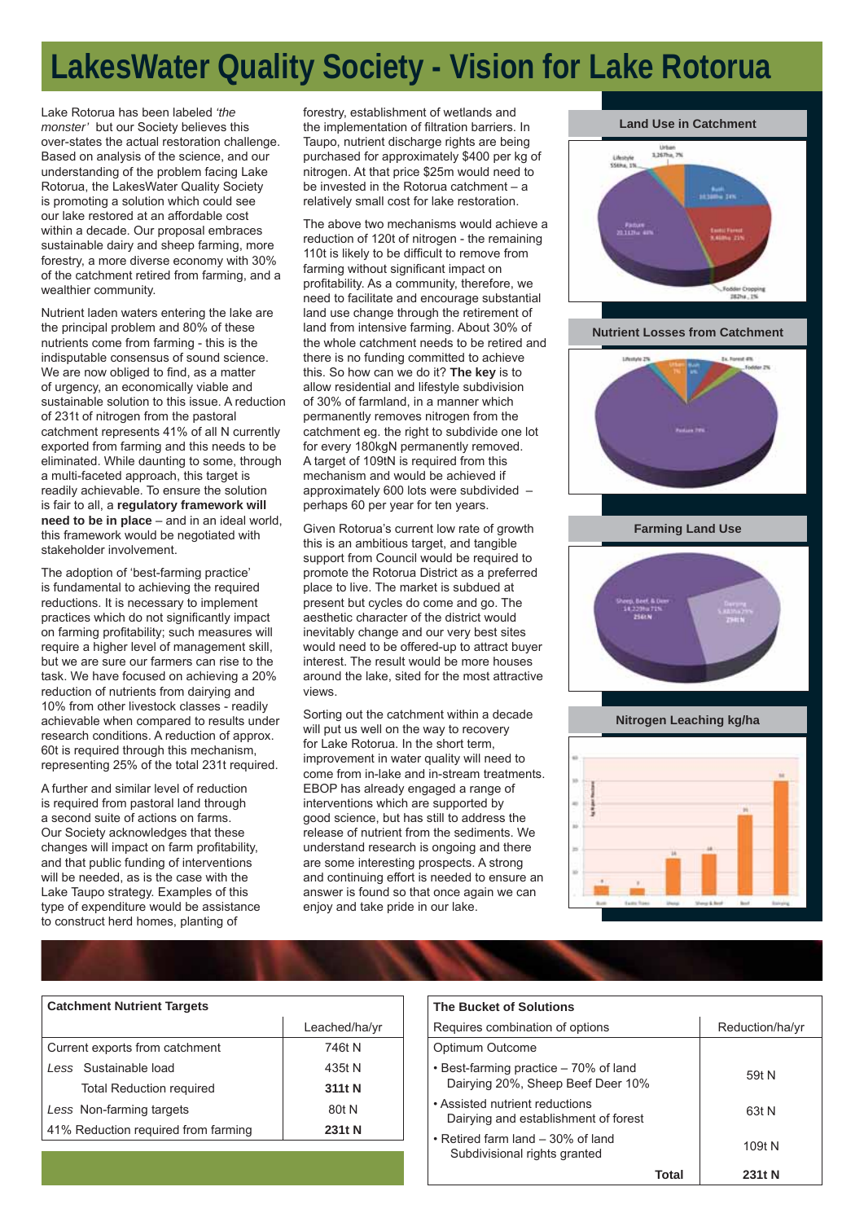# LakesWater Quality Society - Vision for Lake Rotorua

Lake Rotorua has been labeled *'the monster'* but our Society believes this over-states the actual restoration challenge. Based on analysis of the science, and our understanding of the problem facing Lake Rotorua, the LakesWater Quality Society is promoting a solution which could see our lake restored at an affordable cost within a decade. Our proposal embraces sustainable dairy and sheep farming, more forestry, a more diverse economy with 30% of the catchment retired from farming, and a wealthier community.

Nutrient laden waters entering the lake are the principal problem and 80% of these nutrients come from farming - this is the indisputable consensus of sound science. We are now obliged to find, as a matter of urgency, an economically viable and sustainable solution to this issue. A reduction of 231t of nitrogen from the pastoral catchment represents 41% of all N currently exported from farming and this needs to be eliminated. While daunting to some, through a multi-faceted approach, this target is readily achievable. To ensure the solution is fair to all, a **regulatory framework will need to be in place** – and in an ideal world, this framework would be negotiated with stakeholder involvement.

The adoption of 'best-farming practice' is fundamental to achieving the required reductions. It is necessary to implement practices which do not significantly impact on farming profitability; such measures will require a higher level of management skill, but we are sure our farmers can rise to the task. We have focused on achieving a 20% reduction of nutrients from dairying and 10% from other livestock classes - readily achievable when compared to results under research conditions. A reduction of approx. 60t is required through this mechanism, representing 25% of the total 231t required.

A further and similar level of reduction is required from pastoral land through a second suite of actions on farms. Our Society acknowledges that these changes will impact on farm profitability, and that public funding of interventions will be needed, as is the case with the Lake Taupo strategy. Examples of this type of expenditure would be assistance to construct herd homes, planting of forestry, establishment of wetlands and the implementation of filtration barriers. In Taupo, nutrient discharge rights are being purchased for approximately $400 per kg of nitrogen. At that price $25m would need to be invested in the Rotorua catchment – a relatively small cost for lake restoration.

The above two mechanisms would achieve a reduction of 120t of nitrogen - the remaining 110t is likely to be difficult to remove from farming without significant impact on profitability. As a community, therefore, we need to facilitate and encourage substantial land use change through the retirement of land from intensive farming. About 30% of the whole catchment needs to be retired and there is no funding committed to achieve this. So how can we do it? **The key** is to allow residential and lifestyle subdivision of 30% of farmland, in a manner which permanently removes nitrogen from the catchment eg. the right to subdivide one lot for every 180kgN permanently removed. A target of 109tN is required from this mechanism and would be achieved if approximately 600 lots were subdivided – perhaps 60 per year for ten years.

Given Rotorua's current low rate of growth this is an ambitious target, and tangible support from Council would be required to promote the Rotorua District as a preferred place to live. The market is subdued at present but cycles do come and go. The aesthetic character of the district would inevitably change and our very best sites would need to be offered-up to attract buyer interest. The result would be more houses around the lake, sited for the most attractive views.

Sorting out the catchment within a decade will put us well on the way to recovery for Lake Rotorua. In the short term, improvement in water quality will need to come from in-lake and in-stream treatments. EBOP has already engaged a range of interventions which are supported by good science, but has still to address the release of nutrient from the sediments. We understand research is ongoing and there are some interesting prospects. A strong and continuing effort is needed to ensure an answer is found so that once again we can enjoy and take pride in our lake.

**Land Use in Catchment**

**Nutrient Losses from Catchment**

**Farming Land Use**

**Nitrogen Leaching kg/ha**

| Catchment Nutrient Targets | Leached/ha/yr |
|---|---|
| Current exports from catchment | 746t N |
| *Less* Sustainable load | 435t N |
| Total Reduction required | **311t N** |
| *Less* Non-farming targets | 80t N |
| 41% Reduction required from farming | **231t N** |

| The Bucket of Solutions | |
|---|---|
| Requires combination of options | Reduction/ha/yr |
| Optimum Outcome | |
| • Best-farming practice – 70% of land<br>Dairying 20%, Sheep Beef Deer 10% | 59t N |
| • Assisted nutrient reductions<br>Dairying and establishment of forest | 63t N |
| • Retired farm land – 30% of land<br>Subdivisional rights granted | 109t N |
| **Total** | **231t N** |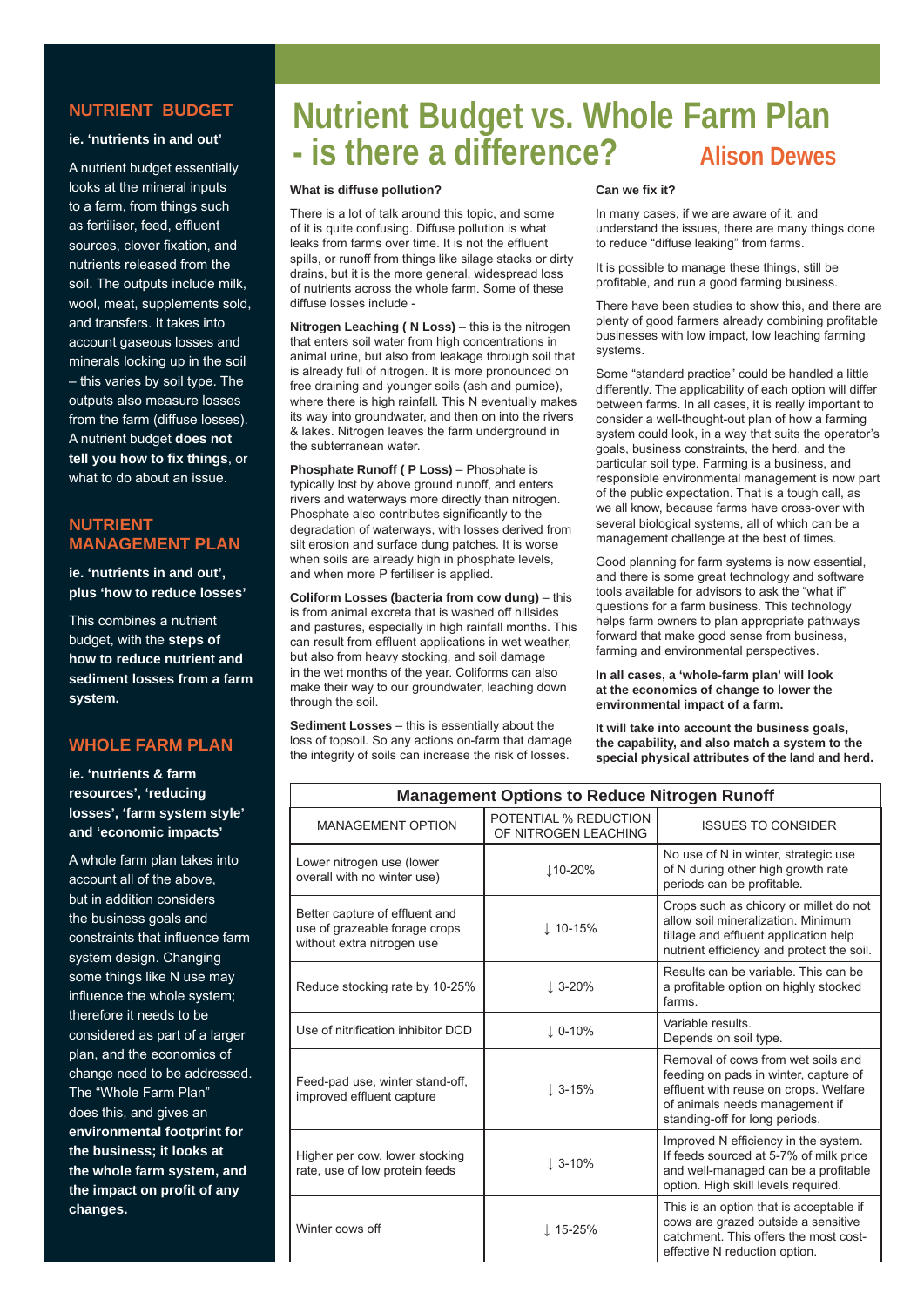# Nutrient Budget vs. Whole Farm Plan - is there a difference?

**Alison Dewes**

## NUTRIENT BUDGET

**ie. 'nutrients in and out'**

A nutrient budget essentially looks at the mineral inputs to a farm, from things such as fertiliser, feed, effluent sources, clover fixation, and nutrients released from the soil. The outputs include milk, wool, meat, supplements sold, and transfers. It takes into account gaseous losses and minerals locking up in the soil – this varies by soil type. The outputs also measure losses from the farm (diffuse losses). A nutrient budget **does not tell you how to fix things**, or what to do about an issue.

## NUTRIENT MANAGEMENT PLAN

**ie. 'nutrients in and out', plus 'how to reduce losses'**

This combines a nutrient budget, with the **steps of how to reduce nutrient and sediment losses from a farm system.**

## WHOLE FARM PLAN

**ie. 'nutrients & farm resources', 'reducing losses', 'farm system style' and 'economic impacts'**

A whole farm plan takes into account all of the above, but in addition considers the business goals and constraints that influence farm system design. Changing some things like N use may influence the whole system; therefore it needs to be considered as part of a larger plan, and the economics of change need to be addressed. The "Whole Farm Plan" does this, and gives an **environmental footprint for the business; it looks at the whole farm system, and the impact on profit of any changes.**

**What is diffuse pollution?**

There is a lot of talk around this topic, and some of it is quite confusing. Diffuse pollution is what leaks from farms over time. It is not the effluent spills, or runoff from things like silage stacks or dirty drains, but it is the more general, widespread loss of nutrients across the whole farm. Some of these diffuse losses include -

**Nitrogen Leaching ( N Loss)** – this is the nitrogen that enters soil water from high concentrations in animal urine, but also from leakage through soil that is already full of nitrogen. It is more pronounced on free draining and younger soils (ash and pumice), where there is high rainfall. This N eventually makes its way into groundwater, and then on into the rivers & lakes. Nitrogen leaves the farm underground in the subterranean water.

**Phosphate Runoff ( P Loss)** – Phosphate is typically lost by above ground runoff, and enters rivers and waterways more directly than nitrogen. Phosphate also contributes significantly to the degradation of waterways, with losses derived from silt erosion and surface dung patches. It is worse when soils are already high in phosphate levels, and when more P fertiliser is applied.

**Coliform Losses (bacteria from cow dung)** – this is from animal excreta that is washed off hillsides and pastures, especially in high rainfall months. This can result from effluent applications in wet weather, but also from heavy stocking, and soil damage in the wet months of the year. Coliforms can also make their way to our groundwater, leaching down through the soil.

**Sediment Losses** – this is essentially about the loss of topsoil. So any actions on-farm that damage the integrity of soils can increase the risk of losses.

**Can we fix it?**

In many cases, if we are aware of it, and understand the issues, there are many things done to reduce "diffuse leaking" from farms.

It is possible to manage these things, still be profitable, and run a good farming business.

There have been studies to show this, and there are plenty of good farmers already combining profitable businesses with low impact, low leaching farming systems.

Some "standard practice" could be handled a little differently. The applicability of each option will differ between farms. In all cases, it is really important to consider a well-thought-out plan of how a farming system could look, in a way that suits the operator's goals, business constraints, the herd, and the particular soil type. Farming is a business, and responsible environmental management is now part of the public expectation. That is a tough call, as we all know, because farms have cross-over with several biological systems, all of which can be a management challenge at the best of times.

Good planning for farm systems is now essential, and there is some great technology and software tools available for advisors to ask the "what if" questions for a farm business. This technology helps farm owners to plan appropriate pathways forward that make good sense from business, farming and environmental perspectives.

**In all cases, a 'whole-farm plan' will look at the economics of change to lower the environmental impact of a farm.**

**It will take into account the business goals, the capability, and also match a system to the special physical attributes of the land and herd.**

**Management Options to Reduce Nitrogen Runoff**

| MANAGEMENT OPTION | POTENTIAL % REDUCTION OF NITROGEN LEACHING | ISSUES TO CONSIDER |
|---|---|---|
| Lower nitrogen use (lower overall with no winter use) | ↓10-20% | No use of N in winter, strategic use of N during other high growth rate periods can be profitable. |
| Better capture of effluent and use of grazeable forage crops without extra nitrogen use | ↓ 10-15% | Crops such as chicory or millet do not allow soil mineralization. Minimum tillage and effluent application help nutrient efficiency and protect the soil. |
| Reduce stocking rate by 10-25% | ↓ 3-20% | Results can be variable. This can be a profitable option on highly stocked farms. |
| Use of nitrification inhibitor DCD | ↓ 0-10% | Variable results. Depends on soil type. |
| Feed-pad use, winter stand-off, improved effluent capture | ↓ 3-15% | Removal of cows from wet soils and feeding on pads in winter, capture of effluent with reuse on crops. Welfare of animals needs management if standing-off for long periods. |
| Higher per cow, lower stocking rate, use of low protein feeds | ↓ 3-10% | Improved N efficiency in the system. If feeds sourced at 5-7% of milk price and well-managed can be a profitable option. High skill levels required. |
| Winter cows off | ↓ 15-25% | This is an option that is acceptable if cows are grazed outside a sensitive catchment. This offers the most cost-effective N reduction option. |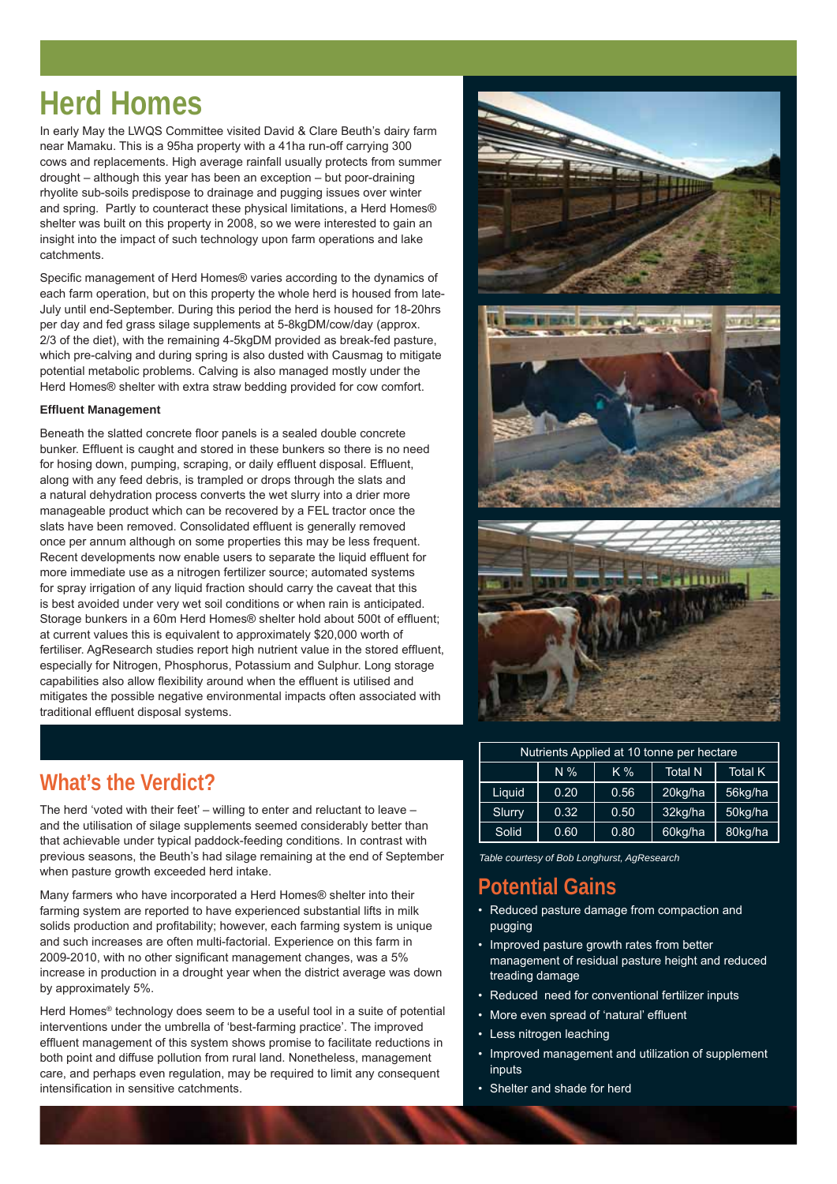# Herd Homes

In early May the LWQS Committee visited David & Clare Beuth's dairy farm near Mamaku. This is a 95ha property with a 41ha run-off carrying 300 cows and replacements. High average rainfall usually protects from summer drought – although this year has been an exception – but poor-draining rhyolite sub-soils predispose to drainage and pugging issues over winter and spring. Partly to counteract these physical limitations, a Herd Homes® shelter was built on this property in 2008, so we were interested to gain an insight into the impact of such technology upon farm operations and lake catchments.

Specific management of Herd Homes® varies according to the dynamics of each farm operation, but on this property the whole herd is housed from late-July until end-September. During this period the herd is housed for 18-20hrs per day and fed grass silage supplements at 5-8kgDM/cow/day (approx. 2/3 of the diet), with the remaining 4-5kgDM provided as break-fed pasture, which pre-calving and during spring is also dusted with Causmag to mitigate potential metabolic problems. Calving is also managed mostly under the Herd Homes® shelter with extra straw bedding provided for cow comfort.

**Effluent Management**

Beneath the slatted concrete floor panels is a sealed double concrete bunker. Effluent is caught and stored in these bunkers so there is no need for hosing down, pumping, scraping, or daily effluent disposal. Effluent, along with any feed debris, is trampled or drops through the slats and a natural dehydration process converts the wet slurry into a drier more manageable product which can be recovered by a FEL tractor once the slats have been removed. Consolidated effluent is generally removed once per annum although on some properties this may be less frequent. Recent developments now enable users to separate the liquid effluent for more immediate use as a nitrogen fertilizer source; automated systems for spray irrigation of any liquid fraction should carry the caveat that this is best avoided under very wet soil conditions or when rain is anticipated. Storage bunkers in a 60m Herd Homes® shelter hold about 500t of effluent; at current values this is equivalent to approximately $20,000 worth of fertiliser. AgResearch studies report high nutrient value in the stored effluent, especially for Nitrogen, Phosphorus, Potassium and Sulphur. Long storage capabilities also allow flexibility around when the effluent is utilised and mitigates the possible negative environmental impacts often associated with traditional effluent disposal systems.

## What's the Verdict?

The herd 'voted with their feet' – willing to enter and reluctant to leave – and the utilisation of silage supplements seemed considerably better than that achievable under typical paddock-feeding conditions. In contrast with previous seasons, the Beuth's had silage remaining at the end of September when pasture growth exceeded herd intake.

Many farmers who have incorporated a Herd Homes® shelter into their farming system are reported to have experienced substantial lifts in milk solids production and profitability; however, each farming system is unique and such increases are often multi-factorial. Experience on this farm in 2009-2010, with no other significant management changes, was a 5% increase in production in a drought year when the district average was down by approximately 5%.

Herd Homes® technology does seem to be a useful tool in a suite of potential interventions under the umbrella of 'best-farming practice'. The improved effluent management of this system shows promise to facilitate reductions in both point and diffuse pollution from rural land. Nonetheless, management care, and perhaps even regulation, may be required to limit any consequent intensification in sensitive catchments.

| Nutrients Applied at 10 tonne per hectare | | | | |
|---|---|---|---|---|
| | N % | K % | Total N | Total K |
| Liquid | 0.20 | 0.56 | 20kg/ha | 56kg/ha |
| Slurry | 0.32 | 0.50 | 32kg/ha | 50kg/ha |
| Solid | 0.60 | 0.80 | 60kg/ha | 80kg/ha |

*Table courtesy of Bob Longhurst, AgResearch*

## Potential Gains

- Reduced pasture damage from compaction and pugging
- Improved pasture growth rates from better management of residual pasture height and reduced treading damage
- Reduced need for conventional fertilizer inputs
- More even spread of 'natural' effluent
- Less nitrogen leaching
- Improved management and utilization of supplement inputs
- Shelter and shade for herd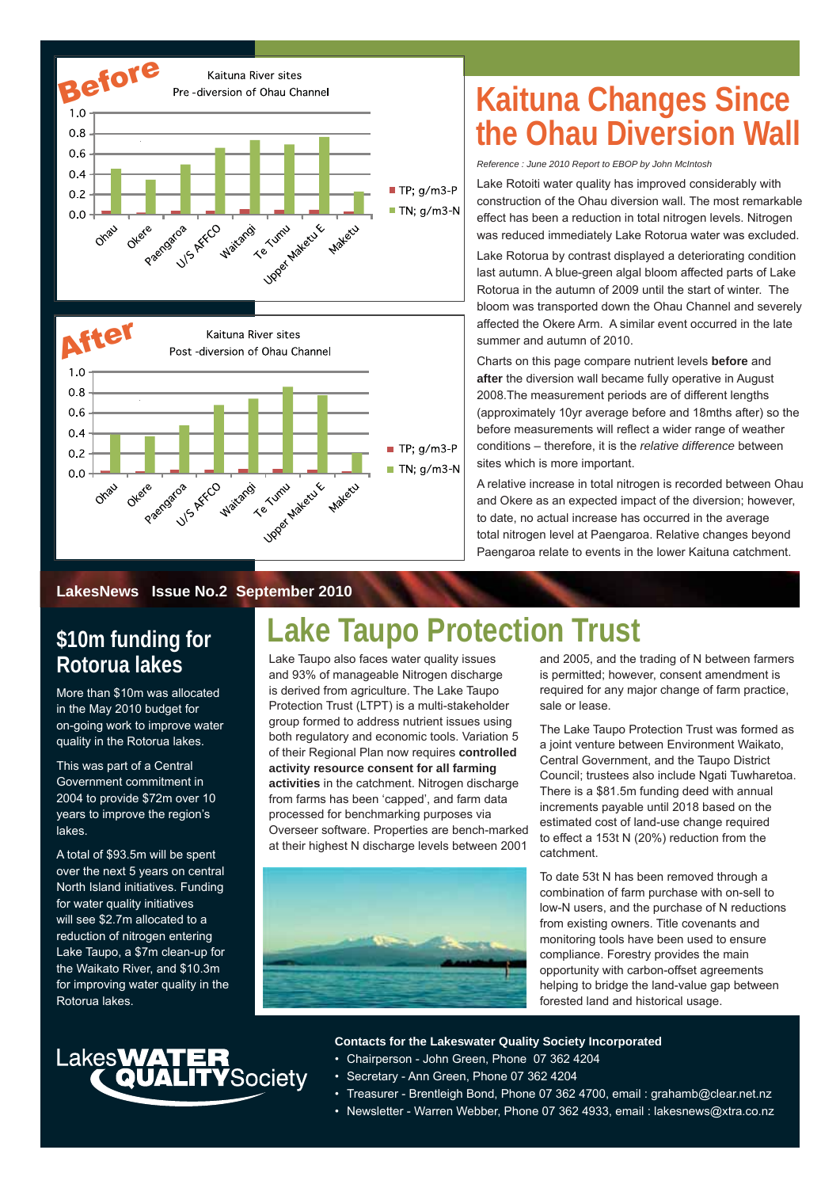Before

Kaituna River sites
Pre -diversion of Ohau Channel

1.0
0.8
0.6
0.4
0.2
0.0

Ohau, Okere, Paengaroa, U/S AFFCO, Waitangi, Te Tumu, Upper Maketu E, Maketu

TP; g/m3-P
TN; g/m3-N

After

Kaituna River sites
Post -diversion of Ohau Channel

1.0
0.8
0.6
0.4
0.2
0.0

Ohau, Okere, Paengaroa, U/S AFFCO, Waitangi, Te Tumu, Upper Maketu E, Maketu

TP; g/m3-P
TN; g/m3-N

# Kaituna Changes Since the Ohau Diversion Wall

*Reference : June 2010 Report to EBOP by John McIntosh*

Lake Rotoiti water quality has improved considerably with construction of the Ohau diversion wall. The most remarkable effect has been a reduction in total nitrogen levels. Nitrogen was reduced immediately Lake Rotorua water was excluded.

Lake Rotorua by contrast displayed a deteriorating condition last autumn. A blue-green algal bloom affected parts of Lake Rotorua in the autumn of 2009 until the start of winter. The bloom was transported down the Ohau Channel and severely affected the Okere Arm. A similar event occurred in the late summer and autumn of 2010.

Charts on this page compare nutrient levels **before** and **after** the diversion wall became fully operative in August 2008.The measurement periods are of different lengths (approximately 10yr average before and 18mths after) so the before measurements will reflect a wider range of weather conditions – therefore, it is the *relative difference* between sites which is more important.

A relative increase in total nitrogen is recorded between Ohau and Okere as an expected impact of the diversion; however, to date, no actual increase has occurred in the average total nitrogen level at Paengaroa. Relative changes beyond Paengaroa relate to events in the lower Kaituna catchment.

## $10m funding for Rotorua lakes

More than $10m was allocated in the May 2010 budget for on-going work to improve water quality in the Rotorua lakes.

This was part of a Central Government commitment in 2004 to provide $72m over 10 years to improve the region's lakes.

A total of $93.5m will be spent over the next 5 years on central North Island initiatives. Funding for water quality initiatives will see $2.7m allocated to a reduction of nitrogen entering Lake Taupo, a $7m clean-up for the Waikato River, and $10.3m for improving water quality in the Rotorua lakes.

# Lake Taupo Protection Trust

Lake Taupo also faces water quality issues and 93% of manageable Nitrogen discharge is derived from agriculture. The Lake Taupo Protection Trust (LTPT) is a multi-stakeholder group formed to address nutrient issues using both regulatory and economic tools. Variation 5 of their Regional Plan now requires **controlled activity resource consent for all farming activities** in the catchment. Nitrogen discharge from farms has been 'capped', and farm data processed for benchmarking purposes via Overseer software. Properties are bench-marked at their highest N discharge levels between 2001 and 2005, and the trading of N between farmers is permitted; however, consent amendment is required for any major change of farm practice, sale or lease.

The Lake Taupo Protection Trust was formed as a joint venture between Environment Waikato, Central Government, and the Taupo District Council; trustees also include Ngati Tuwharetoa. There is a $81.5m funding deed with annual increments payable until 2018 based on the estimated cost of land-use change required to effect a 153t N (20%) reduction from the catchment.

To date 53t N has been removed through a combination of farm purchase with on-sell to low-N users, and the purchase of N reductions from existing owners. Title covenants and monitoring tools have been used to ensure compliance. Forestry provides the main opportunity with carbon-offset agreements helping to bridge the land-value gap between forested land and historical usage.

LakesWATER QUALITYSociety

**Contacts for the Lakeswater Quality Society Incorporated**

- Chairperson - John Green, Phone 07 362 4204
- Secretary - Ann Green, Phone 07 362 4204
- Treasurer - Brentleigh Bond, Phone 07 362 4700, email : grahamb@clear.net.nz
- Newsletter - Warren Webber, Phone 07 362 4933, email : lakesnews@xtra.co.nz